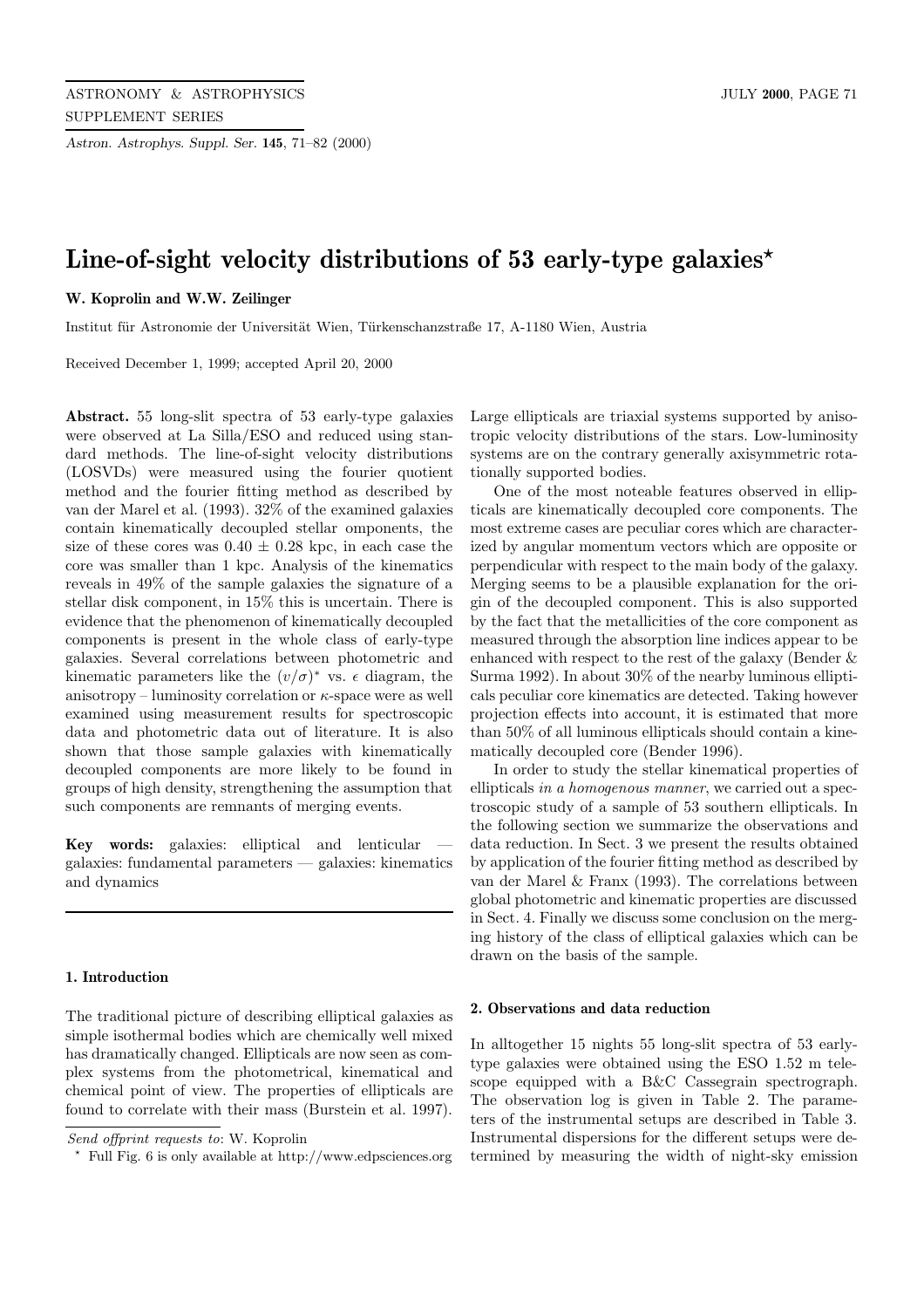# Line-of-sight velocity distributions of 53 early-type galaxies*

**W. Koprolin and W.W. Zeilinger**

Institut für Astronomie der Universität Wien, Türkenschanzstraße 17, A-1180 Wien, Austria

Received December 1, 1999; accepted April 20, 2000

**Abstract.** 55 long-slit spectra of 53 early-type galaxies were observed at La Silla/ESO and reduced using standard methods. The line-of-sight velocity distributions (LOSVDs) were measured using the fourier quotient method and the fourier fitting method as described by van der Marel et al. (1993). 32% of the examined galaxies contain kinematically decoupled stellar omponents, the size of these cores was $0.40 \pm 0.28$ kpc, in each case the core was smaller than 1 kpc. Analysis of the kinematics reveals in 49% of the sample galaxies the signature of a stellar disk component, in 15% this is uncertain. There is evidence that the phenomenon of kinematically decoupled components is present in the whole class of early-type galaxies. Several correlations between photometric and kinematic parameters like the $(v/\sigma)^*$ vs. $\epsilon$ diagram, the anisotropy – luminosity correlation or $\kappa$-space were as well examined using measurement results for spectroscopic data and photometric data out of literature. It is also shown that those sample galaxies with kinematically decoupled components are more likely to be found in groups of high density, strengthening the assumption that such components are remnants of merging events.

**Key words:** galaxies: elliptical and lenticular — galaxies: fundamental parameters — galaxies: kinematics and dynamics

## 1. Introduction

The traditional picture of describing elliptical galaxies as simple isothermal bodies which are chemically well mixed has dramatically changed. Ellipticals are now seen as complex systems from the photometrical, kinematical and chemical point of view. The properties of ellipticals are found to correlate with their mass (Burstein et al. 1997). Large ellipticals are triaxial systems supported by anisotropic velocity distributions of the stars. Low-luminosity systems are on the contrary generally axisymmetric rotationally supported bodies.

One of the most noteable features observed in ellipticals are kinematically decoupled core components. The most extreme cases are peculiar cores which are characterized by angular momentum vectors which are opposite or perpendicular with respect to the main body of the galaxy. Merging seems to be a plausible explanation for the origin of the decoupled component. This is also supported by the fact that the metallicities of the core component as measured through the absorption line indices appear to be enhanced with respect to the rest of the galaxy (Bender & Surma 1992). In about 30% of the nearby luminous ellipticals peculiar core kinematics are detected. Taking however projection effects into account, it is estimated that more than 50% of all luminous ellipticals should contain a kinematically decoupled core (Bender 1996).

In order to study the stellar kinematical properties of ellipticals *in a homogenous manner*, we carried out a spectroscopic study of a sample of 53 southern ellipticals. In the following section we summarize the observations and data reduction. In Sect. 3 we present the results obtained by application of the fourier fitting method as described by van der Marel & Franx (1993). The correlations between global photometric and kinematic properties are discussed in Sect. 4. Finally we discuss some conclusion on the merging history of the class of elliptical galaxies which can be drawn on the basis of the sample.

## 2. Observations and data reduction

In alltogether 15 nights 55 long-slit spectra of 53 early-type galaxies were obtained using the ESO 1.52 m telescope equipped with a B&C Cassegrain spectrograph. The observation log is given in Table 2. The parameters of the instrumental setups are described in Table 3. Instrumental dispersions for the different setups were determined by measuring the width of night-sky emission

*Send offprint requests to*: W. Koprolin

* Full Fig. 6 is only available at http://www.edpsciences.org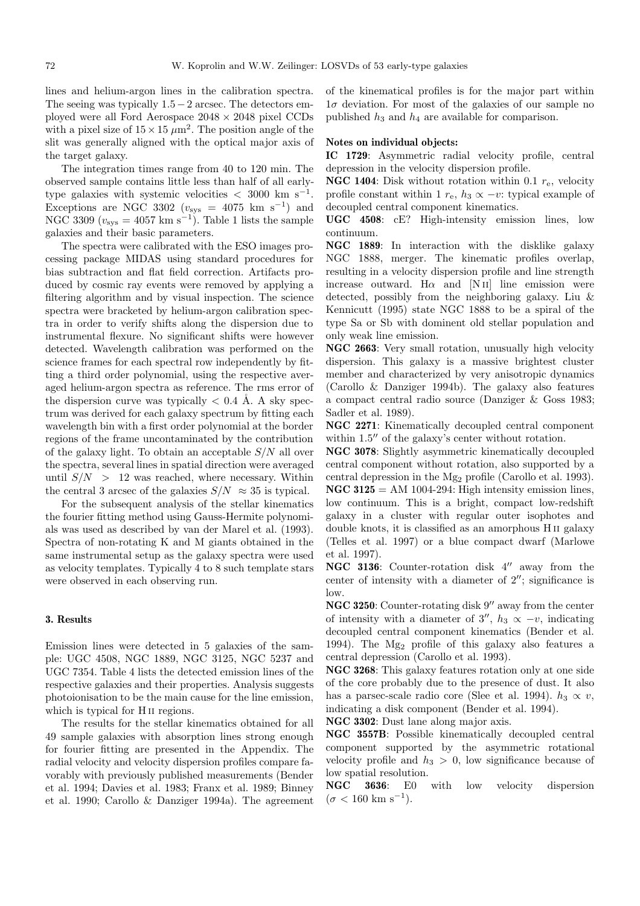lines and helium-argon lines in the calibration spectra. The seeing was typically $1.5-2$ arcsec. The detectors employed were all Ford Aerospace $2048 \times 2048$ pixel CCDs with a pixel size of $15 \times 15\ \mu\mathrm{m}^2$. The position angle of the slit was generally aligned with the optical major axis of the target galaxy.

The integration times range from 40 to 120 min. The observed sample contains little less than half of all early-type galaxies with systemic velocities $< 3000$ km s$^{-1}$. Exceptions are NGC 3302 ($v_{\mathrm{sys}} = 4075$ km s$^{-1}$) and NGC 3309 ($v_{\mathrm{sys}} = 4057$ km s$^{-1}$). Table 1 lists the sample galaxies and their basic parameters.

The spectra were calibrated with the ESO images processing package MIDAS using standard procedures for bias subtraction and flat field correction. Artifacts produced by cosmic ray events were removed by applying a filtering algorithm and by visual inspection. The science spectra were bracketed by helium-argon calibration spectra in order to verify shifts along the dispersion due to instrumental flexure. No significant shifts were however detected. Wavelength calibration was performed on the science frames for each spectral row independently by fitting a third order polynomial, using the respective averaged helium-argon spectra as reference. The rms error of the dispersion curve was typically $< 0.4$ Å. A sky spectrum was derived for each galaxy spectrum by fitting each wavelength bin with a first order polynomial at the border regions of the frame uncontaminated by the contribution of the galaxy light. To obtain an acceptable $S/N$ all over the spectra, several lines in spatial direction were averaged until $S/N > 12$ was reached, where necessary. Within the central 3 arcsec of the galaxies $S/N \approx 35$ is typical.

For the subsequent analysis of the stellar kinematics the fourier fitting method using Gauss-Hermite polynomials was used as described by van der Marel et al. (1993). Spectra of non-rotating K and M giants obtained in the same instrumental setup as the galaxy spectra were used as velocity templates. Typically 4 to 8 such template stars were observed in each observing run.

## 3. Results

Emission lines were detected in 5 galaxies of the sample: UGC 4508, NGC 1889, NGC 3125, NGC 5237 and UGC 7354. Table 4 lists the detected emission lines of the respective galaxies and their properties. Analysis suggests photoionisation to be the main cause for the line emission, which is typical for H II regions.

The results for the stellar kinematics obtained for all 49 sample galaxies with absorption lines strong enough for fourier fitting are presented in the Appendix. The radial velocity and velocity dispersion profiles compare favorably with previously published measurements (Bender et al. 1994; Davies et al. 1983; Franx et al. 1989; Binney et al. 1990; Carollo & Danziger 1994a). The agreement of the kinematical profiles is for the major part within $1\sigma$ deviation. For most of the galaxies of our sample no published $h_3$ and $h_4$ are available for comparison.

**Notes on individual objects:**

**IC 1729**: Asymmetric radial velocity profile, central depression in the velocity dispersion profile.

**NGC 1404**: Disk without rotation within 0.1 $r_{\mathrm{e}}$, velocity profile constant within 1 $r_{\mathrm{e}}$, $h_3 \propto -v$: typical example of decoupled central component kinematics.

**UGC 4508**: cE? High-intensity emission lines, low continuum.

**NGC 1889**: In interaction with the disklike galaxy NGC 1888, merger. The kinematic profiles overlap, resulting in a velocity dispersion profile and line strength increase outward. H$\alpha$ and [N II] line emission were detected, possibly from the neighboring galaxy. Liu & Kennicutt (1995) state NGC 1888 to be a spiral of the type Sa or Sb with dominent old stellar population and only weak line emission.

**NGC 2663**: Very small rotation, unusually high velocity dispersion. This galaxy is a massive brightest cluster member and characterized by very anisotropic dynamics (Carollo & Danziger 1994b). The galaxy also features a compact central radio source (Danziger & Goss 1983; Sadler et al. 1989).

**NGC 2271**: Kinematically decoupled central component within 1.5″ of the galaxy's center without rotation.

**NGC 3078**: Slightly asymmetric kinematically decoupled central component without rotation, also supported by a central depression in the $\mathrm{Mg}_2$ profile (Carollo et al. 1993).

**NGC 3125** = AM 1004-294: High intensity emission lines, low continuum. This is a bright, compact low-redshift galaxy in a cluster with regular outer isophotes and double knots, it is classified as an amorphous H II galaxy (Telles et al. 1997) or a blue compact dwarf (Marlowe et al. 1997).

**NGC 3136**: Counter-rotation disk 4″ away from the center of intensity with a diameter of 2″; significance is low.

**NGC 3250**: Counter-rotating disk 9″ away from the center of intensity with a diameter of 3″, $h_3 \propto -v$, indicating decoupled central component kinematics (Bender et al. 1994). The $\mathrm{Mg}_2$ profile of this galaxy also features a central depression (Carollo et al. 1993).

**NGC 3268**: This galaxy features rotation only at one side of the core probably due to the presence of dust. It also has a parsec-scale radio core (Slee et al. 1994). $h_3 \propto v$, indicating a disk component (Bender et al. 1994).

**NGC 3302**: Dust lane along major axis.

**NGC 3557B**: Possible kinematically decoupled central component supported by the asymmetric rotational velocity profile and $h_3 > 0$, low significance because of low spatial resolution.

**NGC 3636**: E0 with low velocity dispersion ($\sigma < 160$ km s$^{-1}$).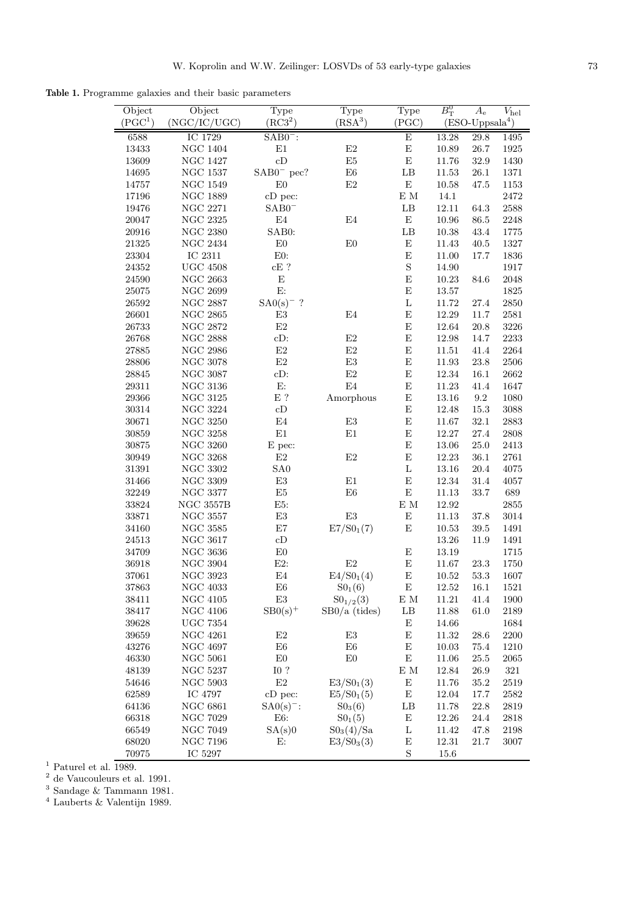**Table 1.** Programme galaxies and their basic parameters

| Object (PGC[1]) | Object (NGC/IC/UGC) | Type (RC3[2]) | Type (RSA[3]) | Type (PGC) | $B_T^0$ | $A_e$ | $V_{hel}$ |
|---|---|---|---|---|---|---|---|
| | | | | | (ESO-Uppsala[4]) | | |
| 6588 | IC 1729 | $SAB0^-$: | | E | 13.28 | 29.8 | 1495 |
| 13433 | NGC 1404 | E1 | E2 | E | 10.89 | 26.7 | 1925 |
| 13609 | NGC 1427 | cD | E5 | E | 11.76 | 32.9 | 1430 |
| 14695 | NGC 1537 | $SAB0^-$ pec? | E6 | LB | 11.53 | 26.1 | 1371 |
| 14757 | NGC 1549 | E0 | E2 | E | 10.58 | 47.5 | 1153 |
| 17196 | NGC 1889 | cD pec: | | E M | 14.1 | | 2472 |
| 19476 | NGC 2271 | $SAB0^-$ | | LB | 12.11 | 64.3 | 2588 |
| 20047 | NGC 2325 | E4 | E4 | E | 10.96 | 86.5 | 2248 |
| 20916 | NGC 2380 | SAB0: | | LB | 10.38 | 43.4 | 1775 |
| 21325 | NGC 2434 | E0 | E0 | E | 11.43 | 40.5 | 1327 |
| 23304 | IC 2311 | E0: | | E | 11.00 | 17.7 | 1836 |
| 24352 | UGC 4508 | cE ? | | S | 14.90 | | 1917 |
| 24590 | NGC 2663 | E | | E | 10.23 | 84.6 | 2048 |
| 25075 | NGC 2699 | E: | | E | 13.57 | | 1825 |
| 26592 | NGC 2887 | $SA0(s)^-$ ? | | L | 11.72 | 27.4 | 2850 |
| 26601 | NGC 2865 | E3 | E4 | E | 12.29 | 11.7 | 2581 |
| 26733 | NGC 2872 | E2 | | E | 12.64 | 20.8 | 3226 |
| 26768 | NGC 2888 | cD: | E2 | E | 12.98 | 14.7 | 2233 |
| 27885 | NGC 2986 | E2 | E2 | E | 11.51 | 41.4 | 2264 |
| 28806 | NGC 3078 | E2 | E3 | E | 11.93 | 23.8 | 2506 |
| 28845 | NGC 3087 | cD: | E2 | E | 12.34 | 16.1 | 2662 |
| 29311 | NGC 3136 | E: | E4 | E | 11.23 | 41.4 | 1647 |
| 29366 | NGC 3125 | E ? | Amorphous | E | 13.16 | 9.2 | 1080 |
| 30314 | NGC 3224 | cD | | E | 12.48 | 15.3 | 3088 |
| 30671 | NGC 3250 | E4 | E3 | E | 11.67 | 32.1 | 2883 |
| 30859 | NGC 3258 | E1 | E1 | E | 12.27 | 27.4 | 2808 |
| 30875 | NGC 3260 | E pec: | | E | 13.06 | 25.0 | 2413 |
| 30949 | NGC 3268 | E2 | E2 | E | 12.23 | 36.1 | 2761 |
| 31391 | NGC 3302 | SA0 | | L | 13.16 | 20.4 | 4075 |
| 31466 | NGC 3309 | E3 | E1 | E | 12.34 | 31.4 | 4057 |
| 32249 | NGC 3377 | E5 | E6 | E | 11.13 | 33.7 | 689 |
| 33824 | NGC 3557B | E5: | | E M | 12.92 | | 2855 |
| 33871 | NGC 3557 | E3 | E3 | E | 11.13 | 37.8 | 3014 |
| 34160 | NGC 3585 | E7 | $E7/S0_1(7)$ | E | 10.53 | 39.5 | 1491 |
| 24513 | NGC 3617 | cD | | | 13.26 | 11.9 | 1491 |
| 34709 | NGC 3636 | E0 | | E | 13.19 | | 1715 |
| 36918 | NGC 3904 | E2: | E2 | E | 11.67 | 23.3 | 1750 |
| 37061 | NGC 3923 | E4 | $E4/S0_1(4)$ | E | 10.52 | 53.3 | 1607 |
| 37863 | NGC 4033 | E6 | $S0_1(6)$ | E | 12.52 | 16.1 | 1521 |
| 38411 | NGC 4105 | E3 | $S0_{1/2}(3)$ | E M | 11.21 | 41.4 | 1900 |
| 38417 | NGC 4106 | $SB0(s)^+$ | SB0/a (tides) | LB | 11.88 | 61.0 | 2189 |
| 39628 | UGC 7354 | | | E | 14.66 | | 1684 |
| 39659 | NGC 4261 | E2 | E3 | E | 11.32 | 28.6 | 2200 |
| 43276 | NGC 4697 | E6 | E6 | E | 10.03 | 75.4 | 1210 |
| 46330 | NGC 5061 | E0 | E0 | E | 11.06 | 25.5 | 2065 |
| 48139 | NGC 5237 | I0 ? | | E M | 12.84 | 26.9 | 321 |
| 54646 | NGC 5903 | E2 | $E3/S0_1(3)$ | E | 11.76 | 35.2 | 2519 |
| 62589 | IC 4797 | cD pec: | $E5/S0_1(5)$ | E | 12.04 | 17.7 | 2582 |
| 64136 | NGC 6861 | $SA0(s)^-$: | $S0_3(6)$ | LB | 11.78 | 22.8 | 2819 |
| 66318 | NGC 7029 | E6: | $S0_1(5)$ | E | 12.26 | 24.4 | 2818 |
| 66549 | NGC 7049 | SA(s)0 | $S0_3(4)$/Sa | L | 11.42 | 47.8 | 2198 |
| 68020 | NGC 7196 | E: | $E3/S0_3(3)$ | E | 12.31 | 21.7 | 3007 |
| 70975 | IC 5297 | | | S | 15.6 | | |

[1] Paturel et al. 1989.
[2] de Vaucouleurs et al. 1991.
[3] Sandage & Tammann 1981.
[4] Lauberts & Valentijn 1989.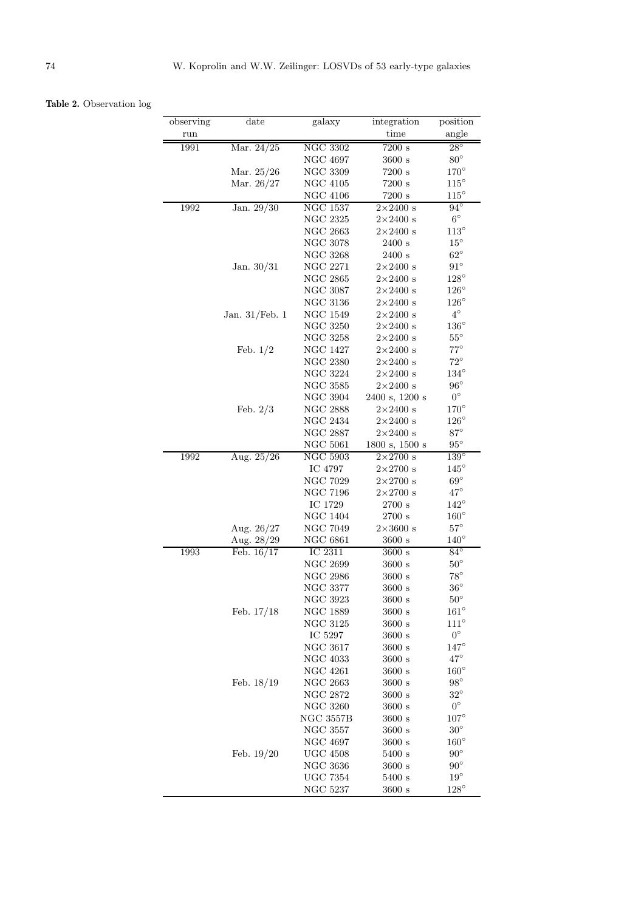**Table 2.** Observation log

| observing run | date | galaxy | integration time | position angle |
|---|---|---|---|---|
| 1991 | Mar. 24/25 | NGC 3302 | 7200 s | 28° |
| | | NGC 4697 | 3600 s | 80° |
| | Mar. 25/26 | NGC 3309 | 7200 s | 170° |
| | Mar. 26/27 | NGC 4105 | 7200 s | 115° |
| | | NGC 4106 | 7200 s | 115° |
| 1992 | Jan. 29/30 | NGC 1537 | 2×2400 s | 94° |
| | | NGC 2325 | 2×2400 s | 6° |
| | | NGC 2663 | 2×2400 s | 113° |
| | | NGC 3078 | 2400 s | 15° |
| | | NGC 3268 | 2400 s | 62° |
| | Jan. 30/31 | NGC 2271 | 2×2400 s | 91° |
| | | NGC 2865 | 2×2400 s | 128° |
| | | NGC 3087 | 2×2400 s | 126° |
| | | NGC 3136 | 2×2400 s | 126° |
| | Jan. 31/Feb. 1 | NGC 1549 | 2×2400 s | 4° |
| | | NGC 3250 | 2×2400 s | 136° |
| | | NGC 3258 | 2×2400 s | 55° |
| | Feb. 1/2 | NGC 1427 | 2×2400 s | 77° |
| | | NGC 2380 | 2×2400 s | 72° |
| | | NGC 3224 | 2×2400 s | 134° |
| | | NGC 3585 | 2×2400 s | 96° |
| | | NGC 3904 | 2400 s, 1200 s | 0° |
| | Feb. 2/3 | NGC 2888 | 2×2400 s | 170° |
| | | NGC 2434 | 2×2400 s | 126° |
| | | NGC 2887 | 2×2400 s | 87° |
| | | NGC 5061 | 1800 s, 1500 s | 95° |
| 1992 | Aug. 25/26 | NGC 5903 | 2×2700 s | 139° |
| | | IC 4797 | 2×2700 s | 145° |
| | | NGC 7029 | 2×2700 s | 69° |
| | | NGC 7196 | 2×2700 s | 47° |
| | | IC 1729 | 2700 s | 142° |
| | | NGC 1404 | 2700 s | 160° |
| | Aug. 26/27 | NGC 7049 | 2×3600 s | 57° |
| | Aug. 28/29 | NGC 6861 | 3600 s | 140° |
| 1993 | Feb. 16/17 | IC 2311 | 3600 s | 84° |
| | | NGC 2699 | 3600 s | 50° |
| | | NGC 2986 | 3600 s | 78° |
| | | NGC 3377 | 3600 s | 36° |
| | | NGC 3923 | 3600 s | 50° |
| | Feb. 17/18 | NGC 1889 | 3600 s | 161° |
| | | NGC 3125 | 3600 s | 111° |
| | | IC 5297 | 3600 s | 0° |
| | | NGC 3617 | 3600 s | 147° |
| | | NGC 4033 | 3600 s | 47° |
| | | NGC 4261 | 3600 s | 160° |
| | Feb. 18/19 | NGC 2663 | 3600 s | 98° |
| | | NGC 2872 | 3600 s | 32° |
| | | NGC 3260 | 3600 s | 0° |
| | | NGC 3557B | 3600 s | 107° |
| | | NGC 3557 | 3600 s | 30° |
| | | NGC 4697 | 3600 s | 160° |
| | Feb. 19/20 | UGC 4508 | 5400 s | 90° |
| | | NGC 3636 | 3600 s | 90° |
| | | UGC 7354 | 5400 s | 19° |
| | | NGC 5237 | 3600 s | 128° |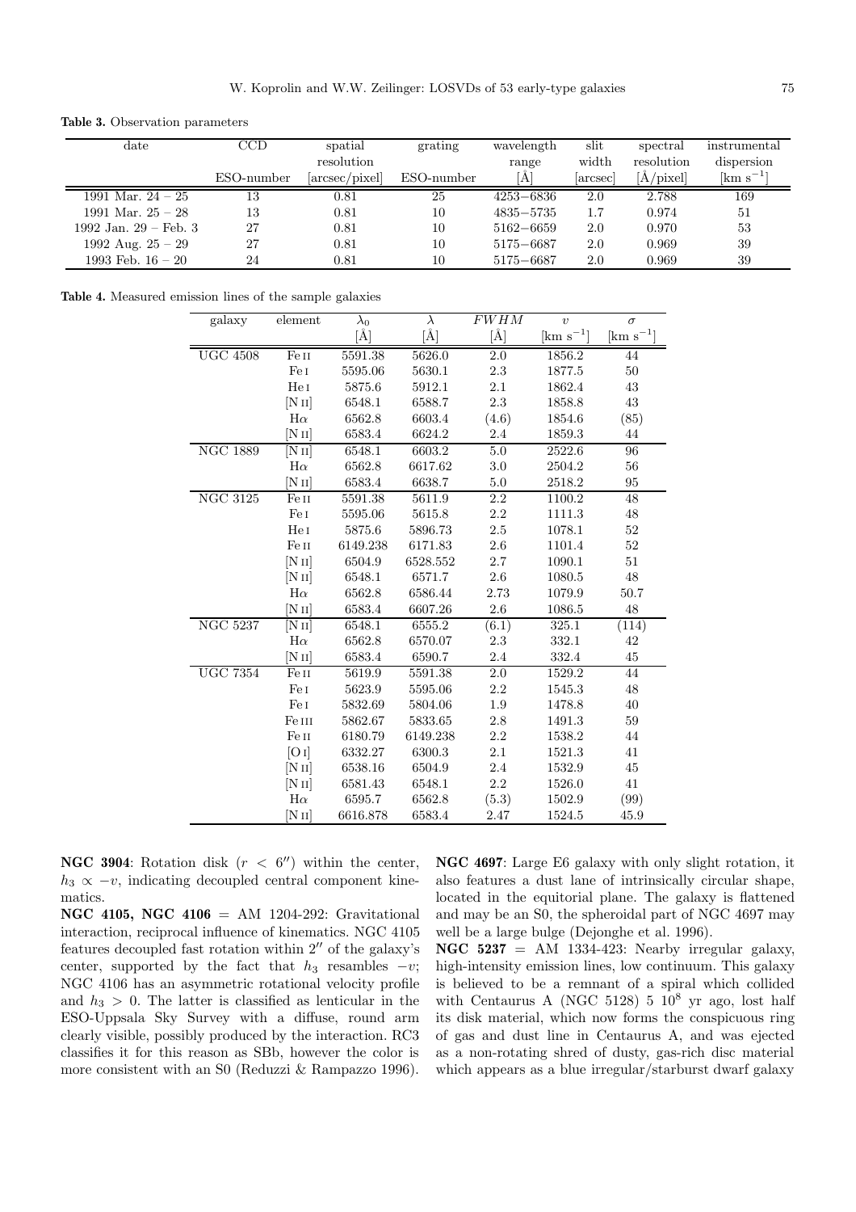**Table 3.** Observation parameters

| date | CCD | spatial resolution | grating | wavelength range | slit width | spectral resolution | instrumental dispersion |
|---|---|---|---|---|---|---|---|
| | ESO-number | [arcsec/pixel] | ESO-number | [Å] | [arcsec] | [Å/pixel] | [km s$^{-1}$] |
| 1991 Mar. 24 − 25 | 13 | 0.81 | 25 | 4253−6836 | 2.0 | 2.788 | 169 |
| 1991 Mar. 25 − 28 | 13 | 0.81 | 10 | 4835−5735 | 1.7 | 0.974 | 51 |
| 1992 Jan. 29 − Feb. 3 | 27 | 0.81 | 10 | 5162−6659 | 2.0 | 0.970 | 53 |
| 1992 Aug. 25 − 29 | 27 | 0.81 | 10 | 5175−6687 | 2.0 | 0.969 | 39 |
| 1993 Feb. 16 − 20 | 24 | 0.81 | 10 | 5175−6687 | 2.0 | 0.969 | 39 |

**Table 4.** Measured emission lines of the sample galaxies

| galaxy | element | $\lambda_0$ [Å] | $\lambda$ [Å] | $FWHM$ [Å] | $v$ [km s$^{-1}$] | $\sigma$ [km s$^{-1}$] |
|---|---|---|---|---|---|---|
| UGC 4508 | Fe II | 5591.38 | 5626.0 | 2.0 | 1856.2 | 44 |
| | Fe I | 5595.06 | 5630.1 | 2.3 | 1877.5 | 50 |
| | He I | 5875.6 | 5912.1 | 2.1 | 1862.4 | 43 |
| | [N II] | 6548.1 | 6588.7 | 2.3 | 1858.8 | 43 |
| | H$\alpha$ | 6562.8 | 6603.4 | (4.6) | 1854.6 | (85) |
| | [N II] | 6583.4 | 6624.2 | 2.4 | 1859.3 | 44 |
| NGC 1889 | [N II] | 6548.1 | 6603.2 | 5.0 | 2522.6 | 96 |
| | H$\alpha$ | 6562.8 | 6617.62 | 3.0 | 2504.2 | 56 |
| | [N II] | 6583.4 | 6638.7 | 5.0 | 2518.2 | 95 |
| NGC 3125 | Fe II | 5591.38 | 5611.9 | 2.2 | 1100.2 | 48 |
| | Fe I | 5595.06 | 5615.8 | 2.2 | 1111.3 | 48 |
| | He I | 5875.6 | 5896.73 | 2.5 | 1078.1 | 52 |
| | Fe II | 6149.238 | 6171.83 | 2.6 | 1101.4 | 52 |
| | [N II] | 6504.9 | 6528.552 | 2.7 | 1090.1 | 51 |
| | [N II] | 6548.1 | 6571.7 | 2.6 | 1080.5 | 48 |
| | H$\alpha$ | 6562.8 | 6586.44 | 2.73 | 1079.9 | 50.7 |
| | [N II] | 6583.4 | 6607.26 | 2.6 | 1086.5 | 48 |
| NGC 5237 | [N II] | 6548.1 | 6555.2 | (6.1) | 325.1 | (114) |
| | H$\alpha$ | 6562.8 | 6570.07 | 2.3 | 332.1 | 42 |
| | [N II] | 6583.4 | 6590.7 | 2.4 | 332.4 | 45 |
| UGC 7354 | Fe II | 5619.9 | 5591.38 | 2.0 | 1529.2 | 44 |
| | Fe I | 5623.9 | 5595.06 | 2.2 | 1545.3 | 48 |
| | Fe I | 5832.69 | 5804.06 | 1.9 | 1478.8 | 40 |
| | Fe III | 5862.67 | 5833.65 | 2.8 | 1491.3 | 59 |
| | Fe II | 6180.79 | 6149.238 | 2.2 | 1538.2 | 44 |
| | [O I] | 6332.27 | 6300.3 | 2.1 | 1521.3 | 41 |
| | [N II] | 6538.16 | 6504.9 | 2.4 | 1532.9 | 45 |
| | [N II] | 6581.43 | 6548.1 | 2.2 | 1526.0 | 41 |
| | H$\alpha$ | 6595.7 | 6562.8 | (5.3) | 1502.9 | (99) |
| | [N II] | 6616.878 | 6583.4 | 2.47 | 1524.5 | 45.9 |

**NGC 3904**: Rotation disk ($r < 6''$) within the center, $h_3 \propto -v$, indicating decoupled central component kinematics.

**NGC 4105, NGC 4106** = AM 1204-292: Gravitational interaction, reciprocal influence of kinematics. NGC 4105 features decoupled fast rotation within $2''$ of the galaxy's center, supported by the fact that $h_3$ resambles $-v$; NGC 4106 has an asymmetric rotational velocity profile and $h_3 > 0$. The latter is classified as lenticular in the ESO-Uppsala Sky Survey with a diffuse, round arm clearly visible, possibly produced by the interaction. RC3 classifies it for this reason as SBb, however the color is more consistent with an S0 (Reduzzi & Rampazzo 1996).

**NGC 4697**: Large E6 galaxy with only slight rotation, it also features a dust lane of intrinsically circular shape, located in the equitorial plane. The galaxy is flattened and may be an S0, the spheroidal part of NGC 4697 may well be a large bulge (Dejonghe et al. 1996).

**NGC 5237** = AM 1334-423: Nearby irregular galaxy, high-intensity emission lines, low continuum. This galaxy is believed to be a remnant of a spiral which collided with Centaurus A (NGC 5128) 5 $10^8$ yr ago, lost half its disk material, which now forms the conspicuous ring of gas and dust line in Centaurus A, and was ejected as a non-rotating shred of dusty, gas-rich disc material which appears as a blue irregular/starburst dwarf galaxy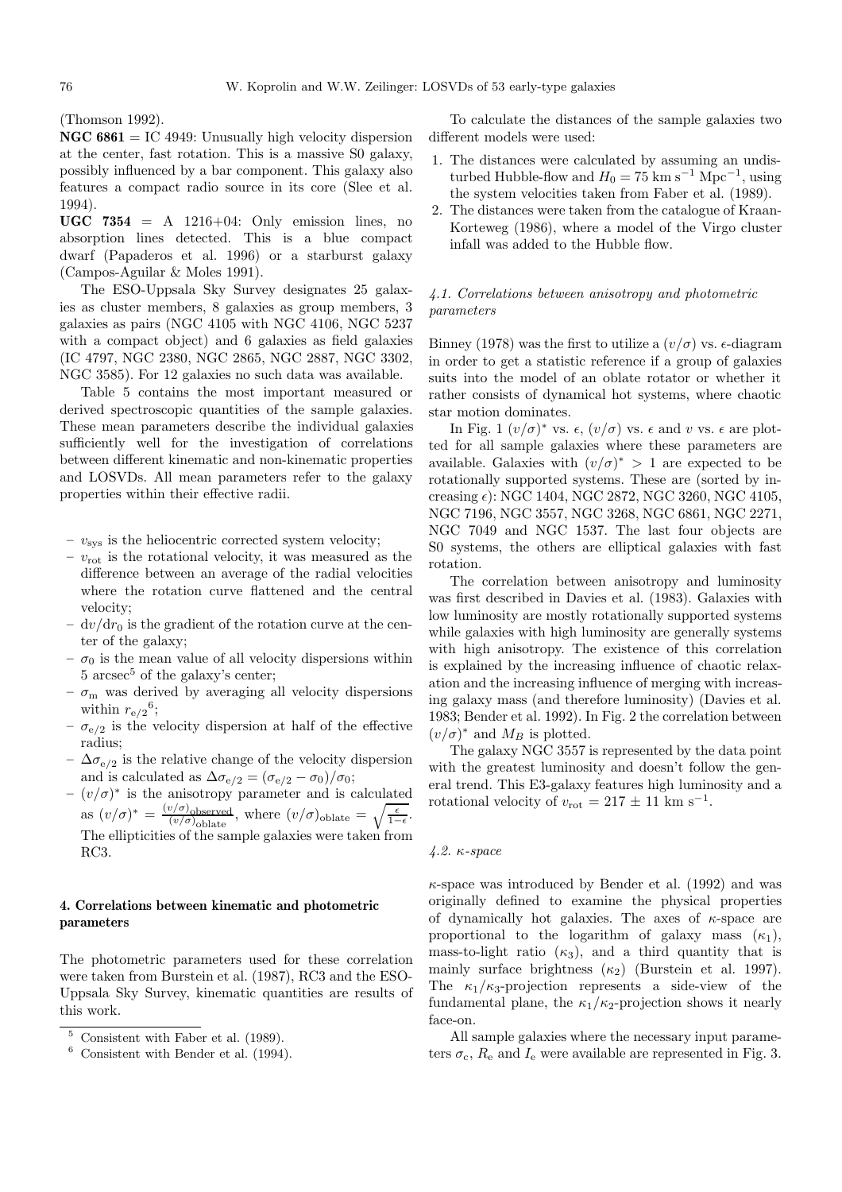(Thomson 1992).

**NGC 6861** = IC 4949: Unusually high velocity dispersion at the center, fast rotation. This is a massive S0 galaxy, possibly influenced by a bar component. This galaxy also features a compact radio source in its core (Slee et al. 1994).

**UGC 7354** = A 1216+04: Only emission lines, no absorption lines detected. This is a blue compact dwarf (Papaderos et al. 1996) or a starburst galaxy (Campos-Aguilar & Moles 1991).

The ESO-Uppsala Sky Survey designates 25 galaxies as cluster members, 8 galaxies as group members, 3 galaxies as pairs (NGC 4105 with NGC 4106, NGC 5237 with a compact object) and 6 galaxies as field galaxies (IC 4797, NGC 2380, NGC 2865, NGC 2887, NGC 3302, NGC 3585). For 12 galaxies no such data was available.

Table 5 contains the most important measured or derived spectroscopic quantities of the sample galaxies. These mean parameters describe the individual galaxies sufficiently well for the investigation of correlations between different kinematic and non-kinematic properties and LOSVDs. All mean parameters refer to the galaxy properties within their effective radii.

- $v_{\rm sys}$ is the heliocentric corrected system velocity;
- $v_{\rm rot}$ is the rotational velocity, it was measured as the difference between an average of the radial velocities where the rotation curve flattened and the central velocity;
- $dv/dr_0$ is the gradient of the rotation curve at the center of the galaxy;
- $\sigma_0$ is the mean value of all velocity dispersions within 5 arcsec[5] of the galaxy's center;
- $\sigma_{\rm m}$ was derived by averaging all velocity dispersions within $r_{{\rm e}/2}$[6];
- $\sigma_{{\rm e}/2}$ is the velocity dispersion at half of the effective radius;
- $\Delta\sigma_{{\rm e}/2}$ is the relative change of the velocity dispersion and is calculated as $\Delta\sigma_{{\rm e}/2} = (\sigma_{{\rm e}/2} - \sigma_0)/\sigma_0$;
- $(v/\sigma)^*$ is the anisotropy parameter and is calculated as $(v/\sigma)^* = \frac{(v/\sigma)_{\rm observed}}{(v/\sigma)_{\rm oblate}}$, where $(v/\sigma)_{\rm oblate} = \sqrt{\frac{\epsilon}{1-\epsilon}}$. The ellipticities of the sample galaxies were taken from RC3.

## 4. Correlations between kinematic and photometric parameters

The photometric parameters used for these correlation were taken from Burstein et al. (1987), RC3 and the ESO-Uppsala Sky Survey, kinematic quantities are results of this work.

To calculate the distances of the sample galaxies two different models were used:

1. The distances were calculated by assuming an undisturbed Hubble-flow and $H_0 = 75$ km s$^{-1}$ Mpc$^{-1}$, using the system velocities taken from Faber et al. (1989).
2. The distances were taken from the catalogue of Kraan-Korteweg (1986), where a model of the Virgo cluster infall was added to the Hubble flow.

### *4.1. Correlations between anisotropy and photometric parameters*

Binney (1978) was the first to utilize a $(v/\sigma)$ vs. $\epsilon$-diagram in order to get a statistic reference if a group of galaxies suits into the model of an oblate rotator or whether it rather consists of dynamical hot systems, where chaotic star motion dominates.

In Fig. 1 $(v/\sigma)^*$ vs. $\epsilon$, $(v/\sigma)$ vs. $\epsilon$ and $v$ vs. $\epsilon$ are plotted for all sample galaxies where these parameters are available. Galaxies with $(v/\sigma)^* > 1$ are expected to be rotationally supported systems. These are (sorted by increasing $\epsilon$): NGC 1404, NGC 2872, NGC 3260, NGC 4105, NGC 7196, NGC 3557, NGC 3268, NGC 6861, NGC 2271, NGC 7049 and NGC 1537. The last four objects are S0 systems, the others are elliptical galaxies with fast rotation.

The correlation between anisotropy and luminosity was first described in Davies et al. (1983). Galaxies with low luminosity are mostly rotationally supported systems while galaxies with high luminosity are generally systems with high anisotropy. The existence of this correlation is explained by the increasing influence of chaotic relaxation and the increasing influence of merging with increasing galaxy mass (and therefore luminosity) (Davies et al. 1983; Bender et al. 1992). In Fig. 2 the correlation between $(v/\sigma)^*$ and $M_B$ is plotted.

The galaxy NGC 3557 is represented by the data point with the greatest luminosity and doesn't follow the general trend. This E3-galaxy features high luminosity and a rotational velocity of $v_{\rm rot} = 217 \pm 11$ km s$^{-1}$.

### *4.2. $\kappa$-space*

$\kappa$-space was introduced by Bender et al. (1992) and was originally defined to examine the physical properties of dynamically hot galaxies. The axes of $\kappa$-space are proportional to the logarithm of galaxy mass ($\kappa_1$), mass-to-light ratio ($\kappa_3$), and a third quantity that is mainly surface brightness ($\kappa_2$) (Burstein et al. 1997). The $\kappa_1/\kappa_3$-projection represents a side-view of the fundamental plane, the $\kappa_1/\kappa_2$-projection shows it nearly face-on.

All sample galaxies where the necessary input parameters $\sigma_{\rm c}$, $R_{\rm e}$ and $I_{\rm e}$ were available are represented in Fig. 3.

[5] Consistent with Faber et al. (1989).

[6] Consistent with Bender et al. (1994).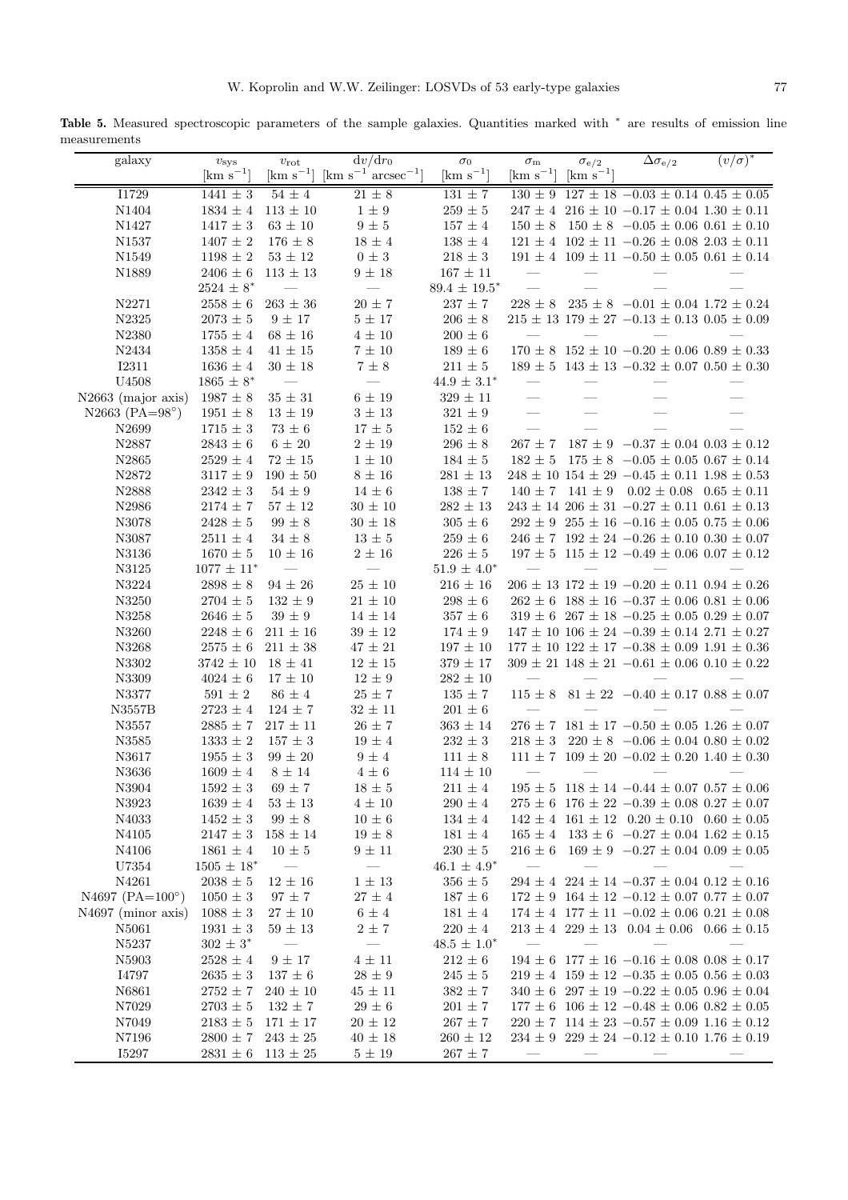**Table 5.** Measured spectroscopic parameters of the sample galaxies. Quantities marked with * are results of emission line measurements

| galaxy | $v_{\rm sys}$ [km s$^{-1}$] | $v_{\rm rot}$ [km s$^{-1}$] | $dv/dr_0$ [km s$^{-1}$ arcsec$^{-1}$] | $\sigma_0$ [km s$^{-1}$] | $\sigma_{\rm m}$ [km s$^{-1}$] | $\sigma_{\rm e/2}$ [km s$^{-1}$] | $\Delta\sigma_{\rm e/2}$ | $(v/\sigma)^*$ |
|---|---|---|---|---|---|---|---|---|
| I1729 | $1441 \pm 3$ | $54 \pm 4$ | $21 \pm 8$ | $131 \pm 7$ | $130 \pm 9$ | $127 \pm 18$ | $-0.03 \pm 0.14$ | $0.45 \pm 0.05$ |
| N1404 | $1834 \pm 4$ | $113 \pm 10$ | $1 \pm 9$ | $259 \pm 5$ | $247 \pm 4$ | $216 \pm 10$ | $-0.17 \pm 0.04$ | $1.30 \pm 0.11$ |
| N1427 | $1417 \pm 3$ | $63 \pm 10$ | $9 \pm 5$ | $157 \pm 4$ | $150 \pm 8$ | $150 \pm 8$ | $-0.05 \pm 0.06$ | $0.61 \pm 0.10$ |
| N1537 | $1407 \pm 2$ | $176 \pm 8$ | $18 \pm 4$ | $138 \pm 4$ | $121 \pm 4$ | $102 \pm 11$ | $-0.26 \pm 0.08$ | $2.03 \pm 0.11$ |
| N1549 | $1198 \pm 2$ | $53 \pm 12$ | $0 \pm 3$ | $218 \pm 3$ | $191 \pm 4$ | $109 \pm 11$ | $-0.50 \pm 0.05$ | $0.61 \pm 0.14$ |
| N1889 | $2406 \pm 6$ | $113 \pm 13$ | $9 \pm 18$ | $167 \pm 11$ | — | — | — | — |
|  | $2524 \pm 8^*$ | — | — | $89.4 \pm 19.5^*$ | — | — | — | — |
| N2271 | $2558 \pm 6$ | $263 \pm 36$ | $20 \pm 7$ | $237 \pm 7$ | $228 \pm 8$ | $235 \pm 8$ | $-0.01 \pm 0.04$ | $1.72 \pm 0.24$ |
| N2325 | $2073 \pm 5$ | $9 \pm 17$ | $5 \pm 17$ | $206 \pm 8$ | $215 \pm 13$ | $179 \pm 27$ | $-0.13 \pm 0.13$ | $0.05 \pm 0.09$ |
| N2380 | $1755 \pm 4$ | $68 \pm 16$ | $4 \pm 10$ | $200 \pm 6$ | — | — | — | — |
| N2434 | $1358 \pm 4$ | $41 \pm 15$ | $7 \pm 10$ | $189 \pm 6$ | $170 \pm 8$ | $152 \pm 10$ | $-0.20 \pm 0.06$ | $0.89 \pm 0.33$ |
| I2311 | $1636 \pm 4$ | $30 \pm 18$ | $7 \pm 8$ | $211 \pm 5$ | $189 \pm 5$ | $143 \pm 13$ | $-0.32 \pm 0.07$ | $0.50 \pm 0.30$ |
| U4508 | $1865 \pm 8^*$ | — | — | $44.9 \pm 3.1^*$ | — | — | — | — |
| N2663 (major axis) | $1987 \pm 8$ | $35 \pm 31$ | $6 \pm 19$ | $329 \pm 11$ | — | — | — | — |
| N2663 (PA=98°) | $1951 \pm 8$ | $13 \pm 19$ | $3 \pm 13$ | $321 \pm 9$ | — | — | — | — |
| N2699 | $1715 \pm 3$ | $73 \pm 6$ | $17 \pm 5$ | $152 \pm 6$ | — | — | — | — |
| N2887 | $2843 \pm 6$ | $6 \pm 20$ | $2 \pm 19$ | $296 \pm 8$ | $267 \pm 7$ | $187 \pm 9$ | $-0.37 \pm 0.04$ | $0.03 \pm 0.12$ |
| N2865 | $2529 \pm 4$ | $72 \pm 15$ | $1 \pm 10$ | $184 \pm 5$ | $182 \pm 5$ | $175 \pm 8$ | $-0.05 \pm 0.05$ | $0.67 \pm 0.14$ |
| N2872 | $3117 \pm 9$ | $190 \pm 50$ | $8 \pm 16$ | $281 \pm 13$ | $248 \pm 10$ | $154 \pm 29$ | $-0.45 \pm 0.11$ | $1.98 \pm 0.53$ |
| N2888 | $2342 \pm 3$ | $54 \pm 9$ | $14 \pm 6$ | $138 \pm 7$ | $140 \pm 7$ | $141 \pm 9$ | $0.02 \pm 0.08$ | $0.65 \pm 0.11$ |
| N2986 | $2174 \pm 7$ | $57 \pm 12$ | $30 \pm 10$ | $282 \pm 13$ | $243 \pm 14$ | $206 \pm 31$ | $-0.27 \pm 0.11$ | $0.61 \pm 0.13$ |
| N3078 | $2428 \pm 5$ | $99 \pm 8$ | $30 \pm 18$ | $305 \pm 6$ | $292 \pm 9$ | $255 \pm 16$ | $-0.16 \pm 0.05$ | $0.75 \pm 0.06$ |
| N3087 | $2511 \pm 4$ | $34 \pm 8$ | $13 \pm 5$ | $259 \pm 6$ | $246 \pm 7$ | $192 \pm 24$ | $-0.26 \pm 0.10$ | $0.30 \pm 0.07$ |
| N3136 | $1670 \pm 5$ | $10 \pm 16$ | $2 \pm 16$ | $226 \pm 5$ | $197 \pm 5$ | $115 \pm 12$ | $-0.49 \pm 0.06$ | $0.07 \pm 0.12$ |
| N3125 | $1077 \pm 11^*$ | — | — | $51.9 \pm 4.0^*$ | — | — | — | — |
| N3224 | $2898 \pm 8$ | $94 \pm 26$ | $25 \pm 10$ | $216 \pm 16$ | $206 \pm 13$ | $172 \pm 19$ | $-0.20 \pm 0.11$ | $0.94 \pm 0.26$ |
| N3250 | $2704 \pm 5$ | $132 \pm 9$ | $21 \pm 10$ | $298 \pm 6$ | $262 \pm 6$ | $188 \pm 16$ | $-0.37 \pm 0.06$ | $0.81 \pm 0.06$ |
| N3258 | $2646 \pm 5$ | $39 \pm 9$ | $14 \pm 14$ | $357 \pm 6$ | $319 \pm 6$ | $267 \pm 18$ | $-0.25 \pm 0.05$ | $0.29 \pm 0.07$ |
| N3260 | $2248 \pm 6$ | $211 \pm 16$ | $39 \pm 12$ | $174 \pm 9$ | $147 \pm 10$ | $106 \pm 24$ | $-0.39 \pm 0.14$ | $2.71 \pm 0.27$ |
| N3268 | $2575 \pm 6$ | $211 \pm 38$ | $47 \pm 21$ | $197 \pm 10$ | $177 \pm 10$ | $122 \pm 17$ | $-0.38 \pm 0.09$ | $1.91 \pm 0.36$ |
| N3302 | $3742 \pm 10$ | $18 \pm 41$ | $12 \pm 15$ | $379 \pm 17$ | $309 \pm 21$ | $148 \pm 21$ | $-0.61 \pm 0.06$ | $0.10 \pm 0.22$ |
| N3309 | $4024 \pm 6$ | $17 \pm 10$ | $12 \pm 9$ | $282 \pm 10$ | — | — | — | — |
| N3377 | $591 \pm 2$ | $86 \pm 4$ | $25 \pm 7$ | $135 \pm 7$ | $115 \pm 8$ | $81 \pm 22$ | $-0.40 \pm 0.17$ | $0.88 \pm 0.07$ |
| N3557B | $2723 \pm 4$ | $124 \pm 7$ | $32 \pm 11$ | $201 \pm 6$ | — | — | — | — |
| N3557 | $2885 \pm 7$ | $217 \pm 11$ | $26 \pm 7$ | $363 \pm 14$ | $276 \pm 7$ | $181 \pm 17$ | $-0.50 \pm 0.05$ | $1.26 \pm 0.07$ |
| N3585 | $1333 \pm 2$ | $157 \pm 3$ | $19 \pm 4$ | $232 \pm 3$ | $218 \pm 3$ | $220 \pm 8$ | $-0.06 \pm 0.04$ | $0.80 \pm 0.02$ |
| N3617 | $1955 \pm 3$ | $99 \pm 20$ | $9 \pm 4$ | $111 \pm 8$ | $111 \pm 7$ | $109 \pm 20$ | $-0.02 \pm 0.20$ | $1.40 \pm 0.30$ |
| N3636 | $1609 \pm 4$ | $8 \pm 14$ | $4 \pm 6$ | $114 \pm 10$ | — | — | — | — |
| N3904 | $1592 \pm 3$ | $69 \pm 7$ | $18 \pm 5$ | $211 \pm 4$ | $195 \pm 5$ | $118 \pm 14$ | $-0.44 \pm 0.07$ | $0.57 \pm 0.06$ |
| N3923 | $1639 \pm 4$ | $53 \pm 13$ | $4 \pm 10$ | $290 \pm 4$ | $275 \pm 6$ | $176 \pm 22$ | $-0.39 \pm 0.08$ | $0.27 \pm 0.07$ |
| N4033 | $1452 \pm 3$ | $99 \pm 8$ | $10 \pm 6$ | $134 \pm 4$ | $142 \pm 4$ | $161 \pm 12$ | $0.20 \pm 0.10$ | $0.60 \pm 0.05$ |
| N4105 | $2147 \pm 3$ | $158 \pm 14$ | $19 \pm 8$ | $181 \pm 4$ | $165 \pm 4$ | $133 \pm 6$ | $-0.27 \pm 0.04$ | $1.62 \pm 0.15$ |
| N4106 | $1861 \pm 4$ | $10 \pm 5$ | $9 \pm 11$ | $230 \pm 5$ | $216 \pm 6$ | $169 \pm 9$ | $-0.27 \pm 0.04$ | $0.09 \pm 0.05$ |
| U7354 | $1505 \pm 18^*$ | — | — | $46.1 \pm 4.9^*$ | — | — | — | — |
| N4261 | $2038 \pm 5$ | $12 \pm 16$ | $1 \pm 13$ | $356 \pm 5$ | $294 \pm 4$ | $224 \pm 14$ | $-0.37 \pm 0.04$ | $0.12 \pm 0.16$ |
| N4697 (PA=100°) | $1050 \pm 3$ | $97 \pm 7$ | $27 \pm 4$ | $187 \pm 6$ | $172 \pm 9$ | $164 \pm 12$ | $-0.12 \pm 0.07$ | $0.77 \pm 0.07$ |
| N4697 (minor axis) | $1088 \pm 3$ | $27 \pm 10$ | $6 \pm 4$ | $181 \pm 4$ | $174 \pm 4$ | $177 \pm 11$ | $-0.02 \pm 0.06$ | $0.21 \pm 0.08$ |
| N5061 | $1931 \pm 3$ | $59 \pm 13$ | $2 \pm 7$ | $220 \pm 4$ | $213 \pm 4$ | $229 \pm 13$ | $0.04 \pm 0.06$ | $0.66 \pm 0.15$ |
| N5237 | $302 \pm 3^*$ | — | — | $48.5 \pm 1.0^*$ | — | — | — | — |
| N5903 | $2528 \pm 4$ | $9 \pm 17$ | $4 \pm 11$ | $212 \pm 6$ | $194 \pm 6$ | $177 \pm 16$ | $-0.16 \pm 0.08$ | $0.08 \pm 0.17$ |
| I4797 | $2635 \pm 3$ | $137 \pm 6$ | $28 \pm 9$ | $245 \pm 5$ | $219 \pm 4$ | $159 \pm 12$ | $-0.35 \pm 0.05$ | $0.56 \pm 0.03$ |
| N6861 | $2752 \pm 7$ | $240 \pm 10$ | $45 \pm 11$ | $382 \pm 7$ | $340 \pm 6$ | $297 \pm 19$ | $-0.22 \pm 0.05$ | $0.96 \pm 0.04$ |
| N7029 | $2703 \pm 5$ | $132 \pm 7$ | $29 \pm 6$ | $201 \pm 7$ | $177 \pm 6$ | $106 \pm 12$ | $-0.48 \pm 0.06$ | $0.82 \pm 0.05$ |
| N7049 | $2183 \pm 5$ | $171 \pm 17$ | $20 \pm 12$ | $267 \pm 7$ | $220 \pm 7$ | $114 \pm 23$ | $-0.57 \pm 0.09$ | $1.16 \pm 0.12$ |
| N7196 | $2800 \pm 7$ | $243 \pm 25$ | $40 \pm 18$ | $260 \pm 12$ | $234 \pm 9$ | $229 \pm 24$ | $-0.12 \pm 0.10$ | $1.76 \pm 0.19$ |
| I5297 | $2831 \pm 6$ | $113 \pm 25$ | $5 \pm 19$ | $267 \pm 7$ | — | — | — | — |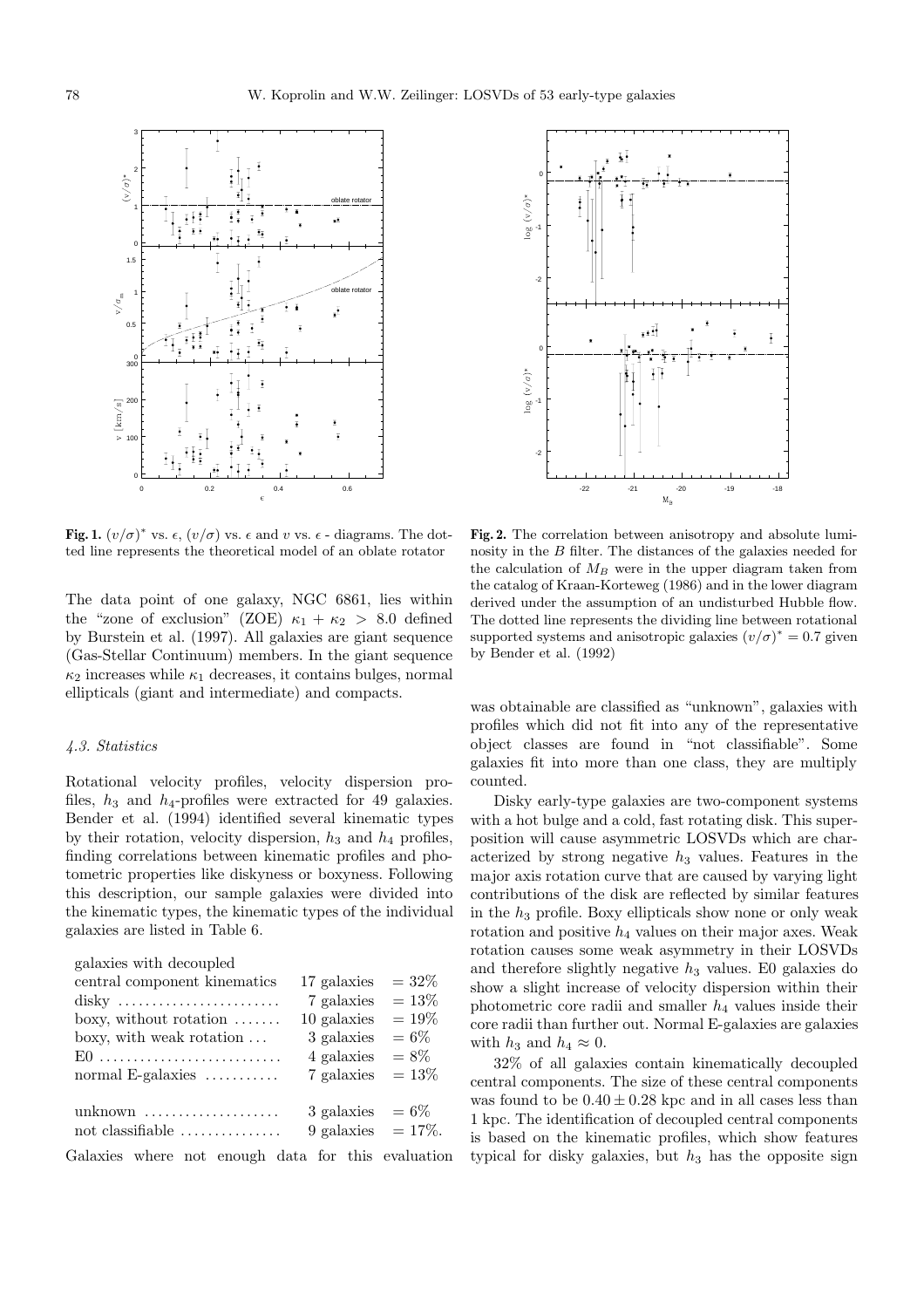**Fig. 1.** $(v/\sigma)^*$ vs. $\epsilon$, $(v/\sigma)$ vs. $\epsilon$ and $v$ vs. $\epsilon$ - diagrams. The dotted line represents the theoretical model of an oblate rotator

**Fig. 2.** The correlation between anisotropy and absolute luminosity in the $B$ filter. The distances of the galaxies needed for the calculation of $M_B$ were in the upper diagram taken from the catalog of Kraan-Korteweg (1986) and in the lower diagram derived under the assumption of an undisturbed Hubble flow. The dotted line represents the dividing line between rotational supported systems and anisotropic galaxies $(v/\sigma)^* = 0.7$ given by Bender et al. (1992)

The data point of one galaxy, NGC 6861, lies within the "zone of exclusion" (ZOE) $\kappa_1 + \kappa_2 > 8.0$ defined by Burstein et al. (1997). All galaxies are giant sequence (Gas-Stellar Continuum) members. In the giant sequence $\kappa_2$ increases while $\kappa_1$ decreases, it contains bulges, normal ellipticals (giant and intermediate) and compacts.

### *4.3. Statistics*

Rotational velocity profiles, velocity dispersion profiles, $h_3$ and $h_4$-profiles were extracted for 49 galaxies. Bender et al. (1994) identified several kinematic types by their rotation, velocity dispersion, $h_3$ and $h_4$ profiles, finding correlations between kinematic profiles and photometric properties like diskyness or boxyness. Following this description, our sample galaxies were divided into the kinematic types, the kinematic types of the individual galaxies are listed in Table 6.

| | | |
|---|---|---|
| galaxies with decoupled central component kinematics | 17 galaxies | = 32% |
| disky | 7 galaxies | = 13% |
| boxy, without rotation | 10 galaxies | = 19% |
| boxy, with weak rotation | 3 galaxies | = 6% |
| E0 | 4 galaxies | = 8% |
| normal E-galaxies | 7 galaxies | = 13% |
| unknown | 3 galaxies | = 6% |
| not classifiable | 9 galaxies | = 17%. |

Galaxies where not enough data for this evaluation was obtainable are classified as "unknown", galaxies with profiles which did not fit into any of the representative object classes are found in "not classifiable". Some galaxies fit into more than one class, they are multiply counted.

Disky early-type galaxies are two-component systems with a hot bulge and a cold, fast rotating disk. This superposition will cause asymmetric LOSVDs which are characterized by strong negative $h_3$ values. Features in the major axis rotation curve that are caused by varying light contributions of the disk are reflected by similar features in the $h_3$ profile. Boxy ellipticals show none or only weak rotation and positive $h_4$ values on their major axes. Weak rotation causes some weak asymmetry in their LOSVDs and therefore slightly negative $h_3$ values. E0 galaxies do show a slight increase of velocity dispersion within their photometric core radii and smaller $h_4$ values inside their core radii than further out. Normal E-galaxies are galaxies with $h_3$ and $h_4 \approx 0$.

32% of all galaxies contain kinematically decoupled central components. The size of these central components was found to be $0.40 \pm 0.28$ kpc and in all cases less than 1 kpc. The identification of decoupled central components is based on the kinematic profiles, which show features typical for disky galaxies, but $h_3$ has the opposite sign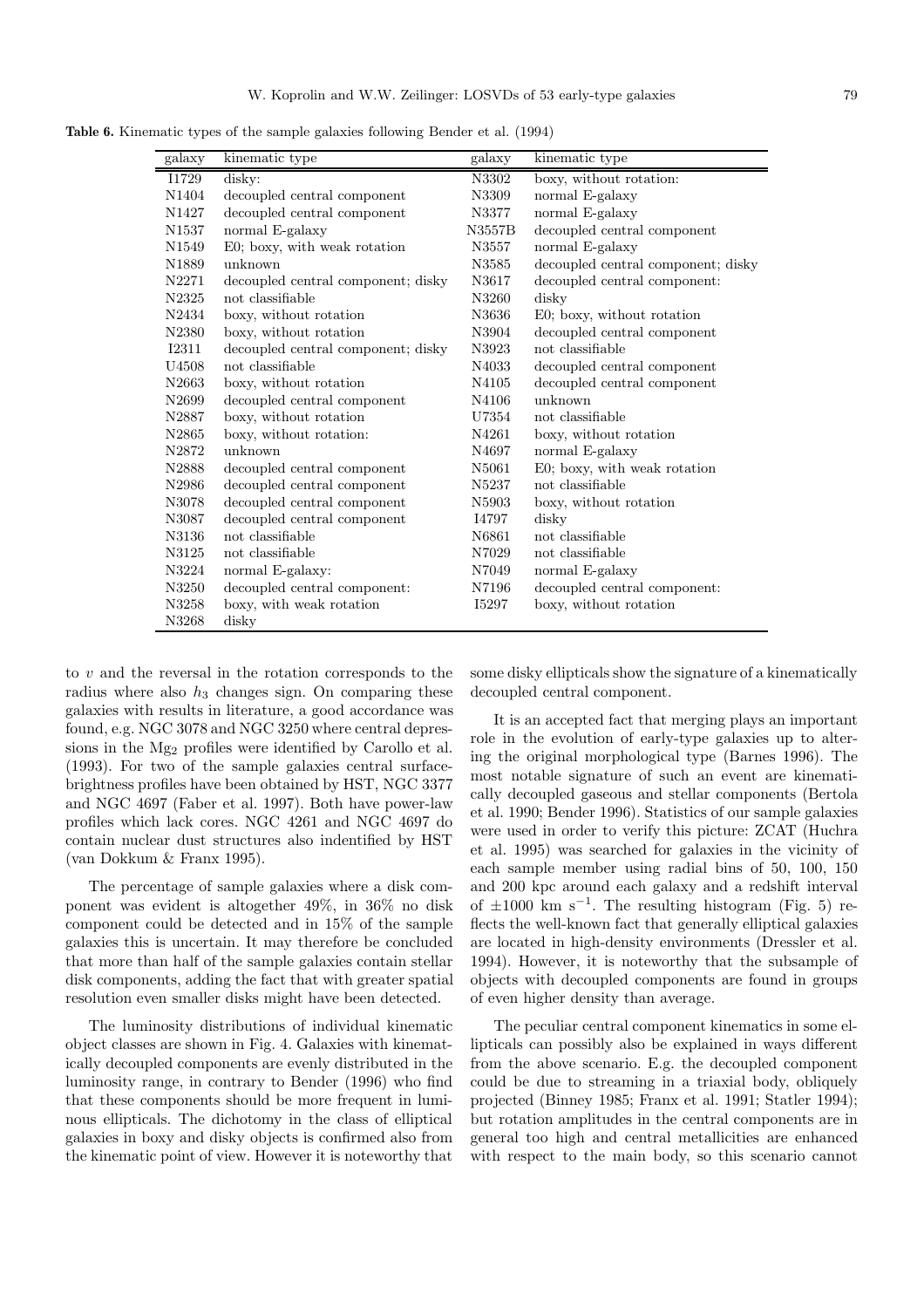**Table 6.** Kinematic types of the sample galaxies following Bender et al. (1994)

| galaxy | kinematic type | galaxy | kinematic type |
|---|---|---|---|
| I1729 | disky: | N3302 | boxy, without rotation: |
| N1404 | decoupled central component | N3309 | normal E-galaxy |
| N1427 | decoupled central component | N3377 | normal E-galaxy |
| N1537 | normal E-galaxy | N3557B | decoupled central component |
| N1549 | E0; boxy, with weak rotation | N3557 | normal E-galaxy |
| N1889 | unknown | N3585 | decoupled central component; disky |
| N2271 | decoupled central component; disky | N3617 | decoupled central component: |
| N2325 | not classifiable | N3260 | disky |
| N2434 | boxy, without rotation | N3636 | E0; boxy, without rotation |
| N2380 | boxy, without rotation | N3904 | decoupled central component |
| I2311 | decoupled central component; disky | N3923 | not classifiable |
| U4508 | not classifiable | N4033 | decoupled central component |
| N2663 | boxy, without rotation | N4105 | decoupled central component |
| N2699 | decoupled central component | N4106 | unknown |
| N2887 | boxy, without rotation | U7354 | not classifiable |
| N2865 | boxy, without rotation: | N4261 | boxy, without rotation |
| N2872 | unknown | N4697 | normal E-galaxy |
| N2888 | decoupled central component | N5061 | E0; boxy, with weak rotation |
| N2986 | decoupled central component | N5237 | not classifiable |
| N3078 | decoupled central component | N5903 | boxy, without rotation |
| N3087 | decoupled central component | I4797 | disky |
| N3136 | not classifiable | N6861 | not classifiable |
| N3125 | not classifiable | N7029 | not classifiable |
| N3224 | normal E-galaxy: | N7049 | normal E-galaxy |
| N3250 | decoupled central component: | N7196 | decoupled central component: |
| N3258 | boxy, with weak rotation | I5297 | boxy, without rotation |
| N3268 | disky | | |

to $v$ and the reversal in the rotation corresponds to the radius where also $h_3$ changes sign. On comparing these galaxies with results in literature, a good accordance was found, e.g. NGC 3078 and NGC 3250 where central depressions in the $Mg_2$ profiles were identified by Carollo et al. (1993). For two of the sample galaxies central surface-brightness profiles have been obtained by HST, NGC 3377 and NGC 4697 (Faber et al. 1997). Both have power-law profiles which lack cores. NGC 4261 and NGC 4697 do contain nuclear dust structures also indentified by HST (van Dokkum & Franx 1995).

The percentage of sample galaxies where a disk component was evident is altogether 49%, in 36% no disk component could be detected and in 15% of the sample galaxies this is uncertain. It may therefore be concluded that more than half of the sample galaxies contain stellar disk components, adding the fact that with greater spatial resolution even smaller disks might have been detected.

The luminosity distributions of individual kinematic object classes are shown in Fig. 4. Galaxies with kinematically decoupled components are evenly distributed in the luminosity range, in contrary to Bender (1996) who find that these components should be more frequent in luminous ellipticals. The dichotomy in the class of elliptical galaxies in boxy and disky objects is confirmed also from the kinematic point of view. However it is noteworthy that some disky ellipticals show the signature of a kinematically decoupled central component.

It is an accepted fact that merging plays an important role in the evolution of early-type galaxies up to altering the original morphological type (Barnes 1996). The most notable signature of such an event are kinematically decoupled gaseous and stellar components (Bertola et al. 1990; Bender 1996). Statistics of our sample galaxies were used in order to verify this picture: ZCAT (Huchra et al. 1995) was searched for galaxies in the vicinity of each sample member using radial bins of 50, 100, 150 and 200 kpc around each galaxy and a redshift interval of $\pm 1000$ km s$^{-1}$. The resulting histogram (Fig. 5) reflects the well-known fact that generally elliptical galaxies are located in high-density environments (Dressler et al. 1994). However, it is noteworthy that the subsample of objects with decoupled components are found in groups of even higher density than average.

The peculiar central component kinematics in some ellipticals can possibly also be explained in ways different from the above scenario. E.g. the decoupled component could be due to streaming in a triaxial body, obliquely projected (Binney 1985; Franx et al. 1991; Statler 1994); but rotation amplitudes in the central components are in general too high and central metallicities are enhanced with respect to the main body, so this scenario cannot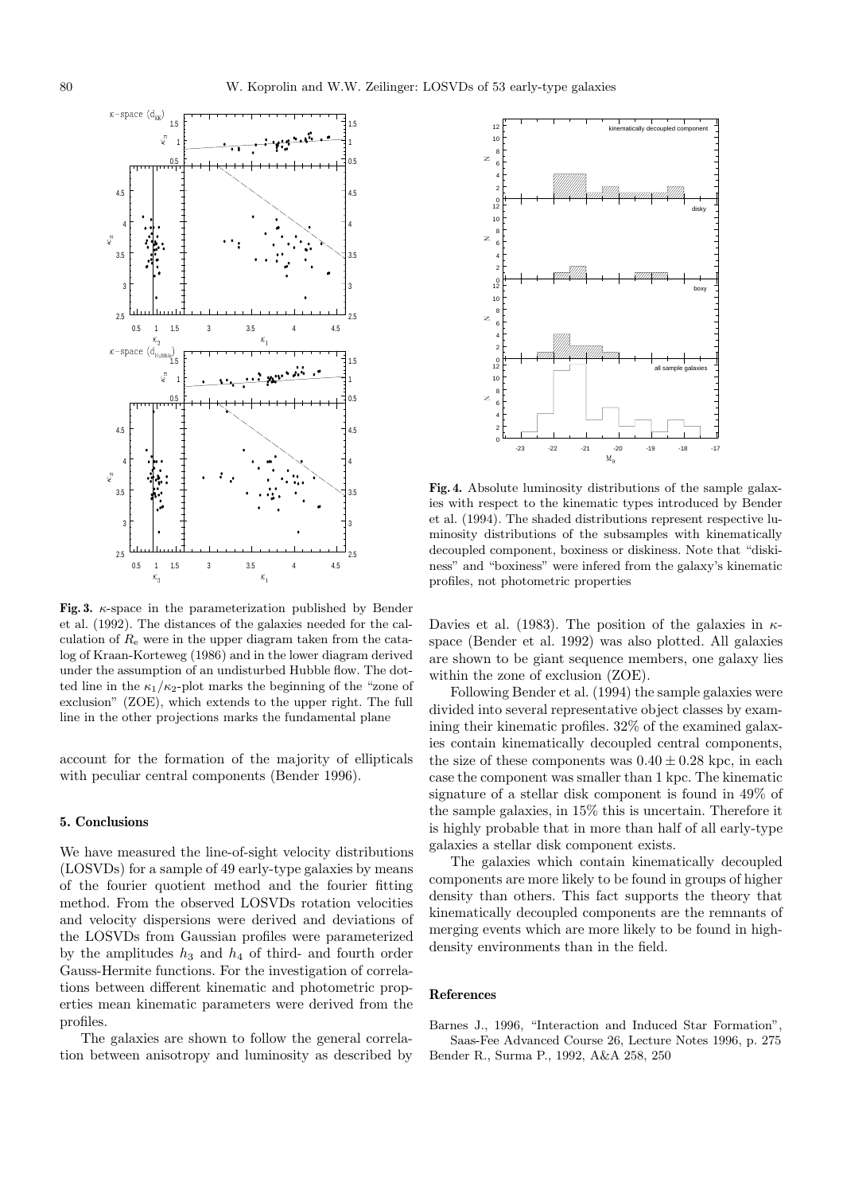**Fig. 3.** $\kappa$-space in the parameterization published by Bender et al. (1992). The distances of the galaxies needed for the calculation of $R_e$ were in the upper diagram taken from the catalog of Kraan-Korteweg (1986) and in the lower diagram derived under the assumption of an undisturbed Hubble flow. The dotted line in the $\kappa_1/\kappa_2$-plot marks the beginning of the "zone of exclusion" (ZOE), which extends to the upper right. The full line in the other projections marks the fundamental plane

account for the formation of the majority of ellipticals with peculiar central components (Bender 1996).

## 5. Conclusions

We have measured the line-of-sight velocity distributions (LOSVDs) for a sample of 49 early-type galaxies by means of the fourier quotient method and the fourier fitting method. From the observed LOSVDs rotation velocities and velocity dispersions were derived and deviations of the LOSVDs from Gaussian profiles were parameterized by the amplitudes $h_3$ and $h_4$ of third- and fourth order Gauss-Hermite functions. For the investigation of correlations between different kinematic and photometric properties mean kinematic parameters were derived from the profiles.

The galaxies are shown to follow the general correlation between anisotropy and luminosity as described by Davies et al. (1983). The position of the galaxies in $\kappa$-space (Bender et al. 1992) was also plotted. All galaxies are shown to be giant sequence members, one galaxy lies within the zone of exclusion (ZOE).

Following Bender et al. (1994) the sample galaxies were divided into several representative object classes by examining their kinematic profiles. 32% of the examined galaxies contain kinematically decoupled central components, the size of these components was $0.40 \pm 0.28$ kpc, in each case the component was smaller than 1 kpc. The kinematic signature of a stellar disk component is found in 49% of the sample galaxies, in 15% this is uncertain. Therefore it is highly probable that in more than half of all early-type galaxies a stellar disk component exists.

The galaxies which contain kinematically decoupled components are more likely to be found in groups of higher density than others. This fact supports the theory that kinematically decoupled components are the remnants of merging events which are more likely to be found in high-density environments than in the field.

**Fig. 4.** Absolute luminosity distributions of the sample galaxies with respect to the kinematic types introduced by Bender et al. (1994). The shaded distributions represent respective luminosity distributions of the subsamples with kinematically decoupled component, boxiness or diskiness. Note that "diskiness" and "boxiness" were infered from the galaxy's kinematic profiles, not photometric properties

## References

Barnes J., 1996, "Interaction and Induced Star Formation", Saas-Fee Advanced Course 26, Lecture Notes 1996, p. 275

Bender R., Surma P., 1992, A&A 258, 250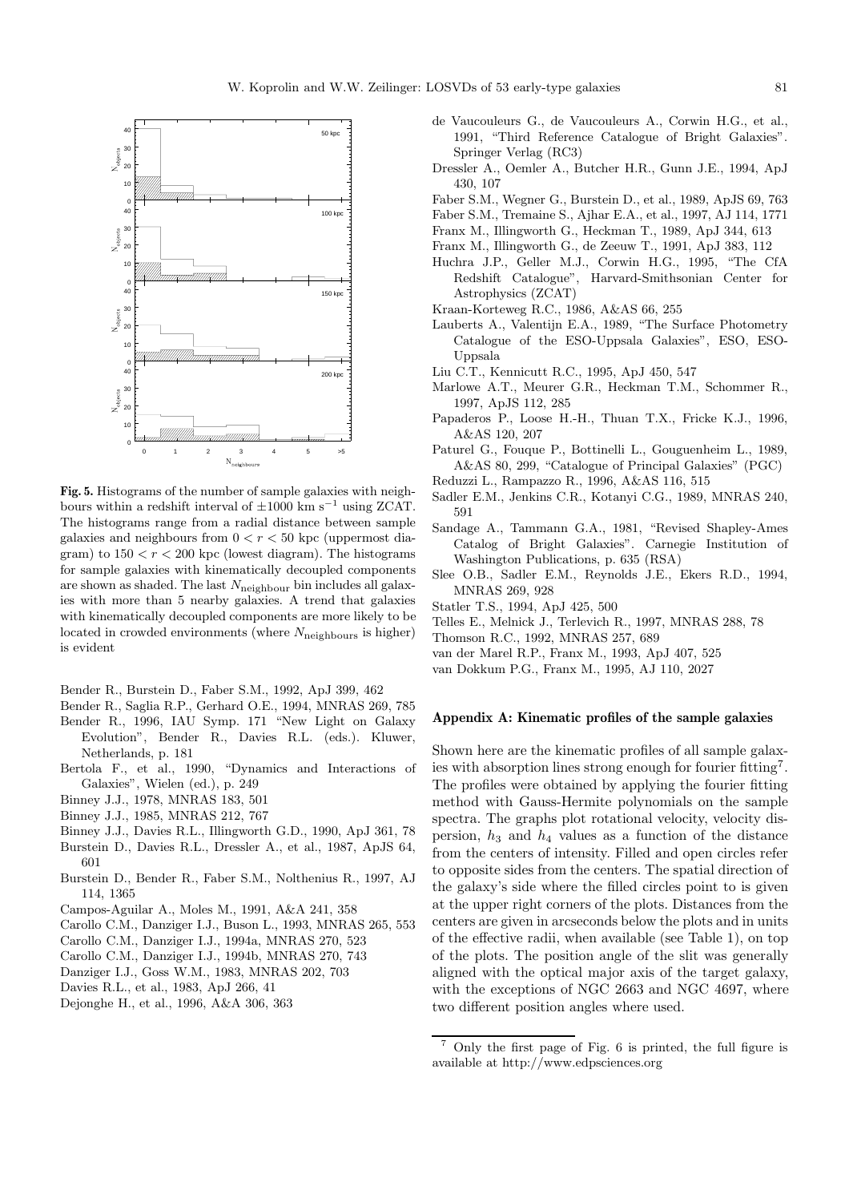**Fig. 5.** Histograms of the number of sample galaxies with neighbours within a redshift interval of $\pm 1000$ km s$^{-1}$ using ZCAT. The histograms range from a radial distance between sample galaxies and neighbours from $0 < r < 50$ kpc (uppermost diagram) to $150 < r < 200$ kpc (lowest diagram). The histograms for sample galaxies with kinematically decoupled components are shown as shaded. The last $N_{\text{neighbour}}$ bin includes all galaxies with more than 5 nearby galaxies. A trend that galaxies with kinematically decoupled components are more likely to be located in crowded environments (where $N_{\text{neighbours}}$ is higher) is evident

Bender R., Burstein D., Faber S.M., 1992, ApJ 399, 462

Bender R., Saglia R.P., Gerhard O.E., 1994, MNRAS 269, 785

Bender R., 1996, IAU Symp. 171 "New Light on Galaxy Evolution", Bender R., Davies R.L. (eds.). Kluwer, Netherlands, p. 181

Bertola F., et al., 1990, "Dynamics and Interactions of Galaxies", Wielen (ed.), p. 249

Binney J.J., 1978, MNRAS 183, 501

Binney J.J., 1985, MNRAS 212, 767

Binney J.J., Davies R.L., Illingworth G.D., 1990, ApJ 361, 78

Burstein D., Davies R.L., Dressler A., et al., 1987, ApJS 64, 601

Burstein D., Bender R., Faber S.M., Nolthenius R., 1997, AJ 114, 1365

Campos-Aguilar A., Moles M., 1991, A&A 241, 358

Carollo C.M., Danziger I.J., Buson L., 1993, MNRAS 265, 553

Carollo C.M., Danziger I.J., 1994a, MNRAS 270, 523

Carollo C.M., Danziger I.J., 1994b, MNRAS 270, 743

Danziger I.J., Goss W.M., 1983, MNRAS 202, 703

Davies R.L., et al., 1983, ApJ 266, 41

Dejonghe H., et al., 1996, A&A 306, 363

de Vaucouleurs G., de Vaucouleurs A., Corwin H.G., et al., 1991, "Third Reference Catalogue of Bright Galaxies". Springer Verlag (RC3)

Dressler A., Oemler A., Butcher H.R., Gunn J.E., 1994, ApJ 430, 107

Faber S.M., Wegner G., Burstein D., et al., 1989, ApJS 69, 763

Faber S.M., Tremaine S., Ajhar E.A., et al., 1997, AJ 114, 1771

Franx M., Illingworth G., Heckman T., 1989, ApJ 344, 613

Franx M., Illingworth G., de Zeeuw T., 1991, ApJ 383, 112

Huchra J.P., Geller M.J., Corwin H.G., 1995, "The CfA Redshift Catalogue", Harvard-Smithsonian Center for Astrophysics (ZCAT)

Kraan-Korteweg R.C., 1986, A&AS 66, 255

Lauberts A., Valentijn E.A., 1989, "The Surface Photometry Catalogue of the ESO-Uppsala Galaxies", ESO, ESO-Uppsala

Liu C.T., Kennicutt R.C., 1995, ApJ 450, 547

Marlowe A.T., Meurer G.R., Heckman T.M., Schommer R., 1997, ApJS 112, 285

Papaderos P., Loose H.-H., Thuan T.X., Fricke K.J., 1996, A&AS 120, 207

Paturel G., Fouque P., Bottinelli L., Gouguenheim L., 1989, A&AS 80, 299, "Catalogue of Principal Galaxies" (PGC)

Reduzzi L., Rampazzo R., 1996, A&AS 116, 515

Sadler E.M., Jenkins C.R., Kotanyi C.G., 1989, MNRAS 240, 591

Sandage A., Tammann G.A., 1981, "Revised Shapley-Ames Catalog of Bright Galaxies". Carnegie Institution of Washington Publications, p. 635 (RSA)

Slee O.B., Sadler E.M., Reynolds J.E., Ekers R.D., 1994, MNRAS 269, 928

Statler T.S., 1994, ApJ 425, 500

Telles E., Melnick J., Terlevich R., 1997, MNRAS 288, 78

Thomson R.C., 1992, MNRAS 257, 689

van der Marel R.P., Franx M., 1993, ApJ 407, 525

van Dokkum P.G., Franx M., 1995, AJ 110, 2027

## Appendix A: Kinematic profiles of the sample galaxies

Shown here are the kinematic profiles of all sample galaxies with absorption lines strong enough for fourier fitting[7]. The profiles were obtained by applying the fourier fitting method with Gauss-Hermite polynomials on the sample spectra. The graphs plot rotational velocity, velocity dispersion, $h_3$ and $h_4$ values as a function of the distance from the centers of intensity. Filled and open circles refer to opposite sides from the centers. The spatial direction of the galaxy's side where the filled circles point to is given at the upper right corners of the plots. Distances from the centers are given in arcseconds below the plots and in units of the effective radii, when available (see Table 1), on top of the plots. The position angle of the slit was generally aligned with the optical major axis of the target galaxy, with the exceptions of NGC 2663 and NGC 4697, where two different position angles where used.

[7] Only the first page of Fig. 6 is printed, the full figure is available at http://www.edpsciences.org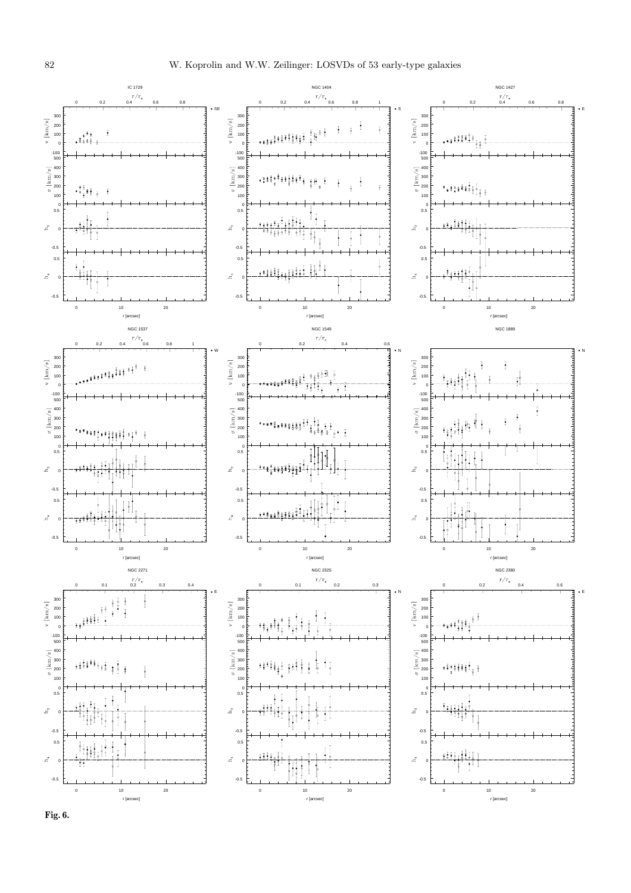IC 1729

$r/r_e$

0 0.2 0.4 0.6 0.8

• SE

NGC 1404

$r/r_e$

0 0.2 0.4 0.6 0.8 1

• S

NGC 1427

$r/r_e$

0 0.2 0.4 0.6 0.8

• E

NGC 1537

$r/r_e$

0 0.2 0.4 0.6 0.8 1

• W

NGC 1549

$r/r_e$

0 0.2 0.4 0.6

• N

NGC 1889

• N

NGC 2271

$r/r_e$

0 0.1 0.2 0.3 0.4

• E

NGC 2325

$r/r_e$

0 0.1 0.2 0.3

• N

NGC 2380

$r/r_e$

0 0.2 0.4 0.6

• E

v [km/s]

$\sigma$ [km/s]

$h_3$

$h_4$

r [arcsec]

**Fig. 6.**